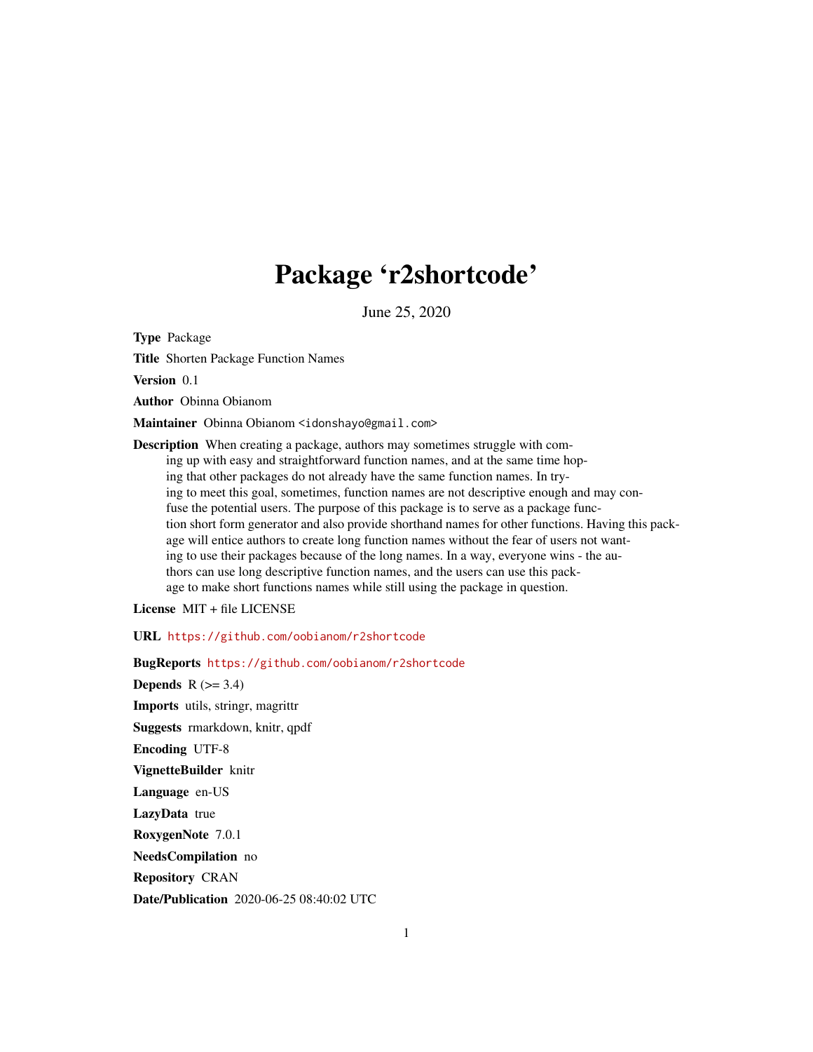# Package 'r2shortcode'

June 25, 2020

**Type** Package

**Title** Shorten Package Function Names

**Version** 0.1

**Author** Obinna Obianom

**Maintainer** Obinna Obianom <idonshayo@gmail.com>

**Description** When creating a package, authors may sometimes struggle with coming up with easy and straightforward function names, and at the same time hoping that other packages do not already have the same function names. In trying to meet this goal, sometimes, function names are not descriptive enough and may confuse the potential users. The purpose of this package is to serve as a package function short form generator and also provide shorthand names for other functions. Having this package will entice authors to create long function names without the fear of users not wanting to use their packages because of the long names. In a way, everyone wins - the authors can use long descriptive function names, and the users can use this package to make short functions names while still using the package in question.

**License** MIT + file LICENSE

**URL** https://github.com/oobianom/r2shortcode

**BugReports** https://github.com/oobianom/r2shortcode

**Depends** R (>= 3.4)

**Imports** utils, stringr, magrittr

**Suggests** rmarkdown, knitr, qpdf

**Encoding** UTF-8

**VignetteBuilder** knitr

**Language** en-US

**LazyData** true

**RoxygenNote** 7.0.1

**NeedsCompilation** no

**Repository** CRAN

**Date/Publication** 2020-06-25 08:40:02 UTC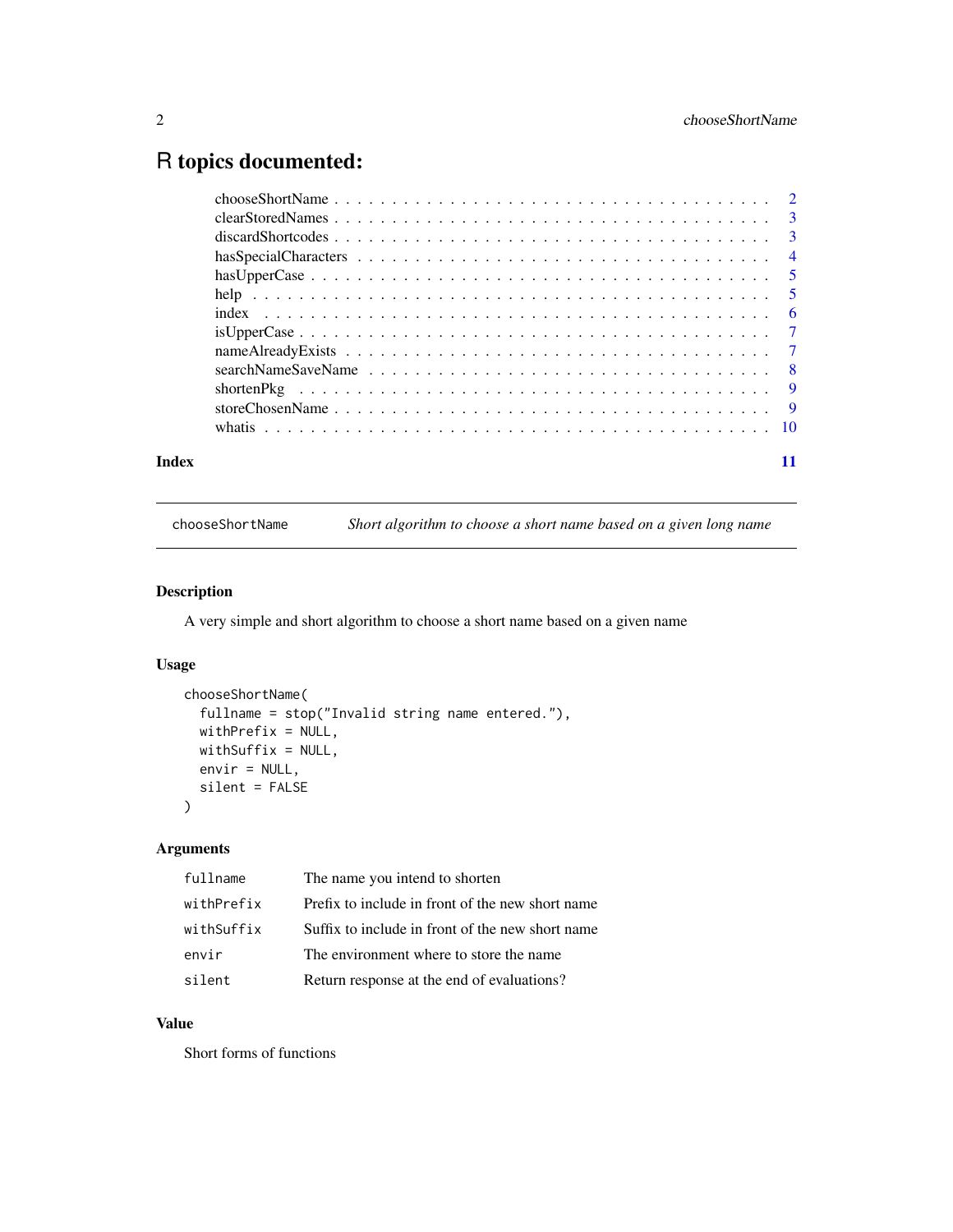# R topics documented:

| | |
|---|---|
| chooseShortName | 2 |
| clearStoredNames | 3 |
| discardShortcodes | 3 |
| hasSpecialCharacters | 4 |
| hasUpperCase | 5 |
| help | 5 |
| index | 6 |
| isUpperCase | 7 |
| nameAlreadyExists | 7 |
| searchNameSaveName | 8 |
| shortenPkg | 9 |
| storeChosenName | 9 |
| whatis | 10 |

**Index** 11

---

`chooseShortName` *Short algorithm to choose a short name based on a given long name*

---

### Description

A very simple and short algorithm to choose a short name based on a given name

### Usage

```
chooseShortName(
  fullname = stop("Invalid string name entered."),
  withPrefix = NULL,
  withSuffix = NULL,
  envir = NULL,
  silent = FALSE
)
```

### Arguments

| | |
|---|---|
| `fullname` | The name you intend to shorten |
| `withPrefix` | Prefix to include in front of the new short name |
| `withSuffix` | Suffix to include in front of the new short name |
| `envir` | The environment where to store the name |
| `silent` | Return response at the end of evaluations? |

### Value

Short forms of functions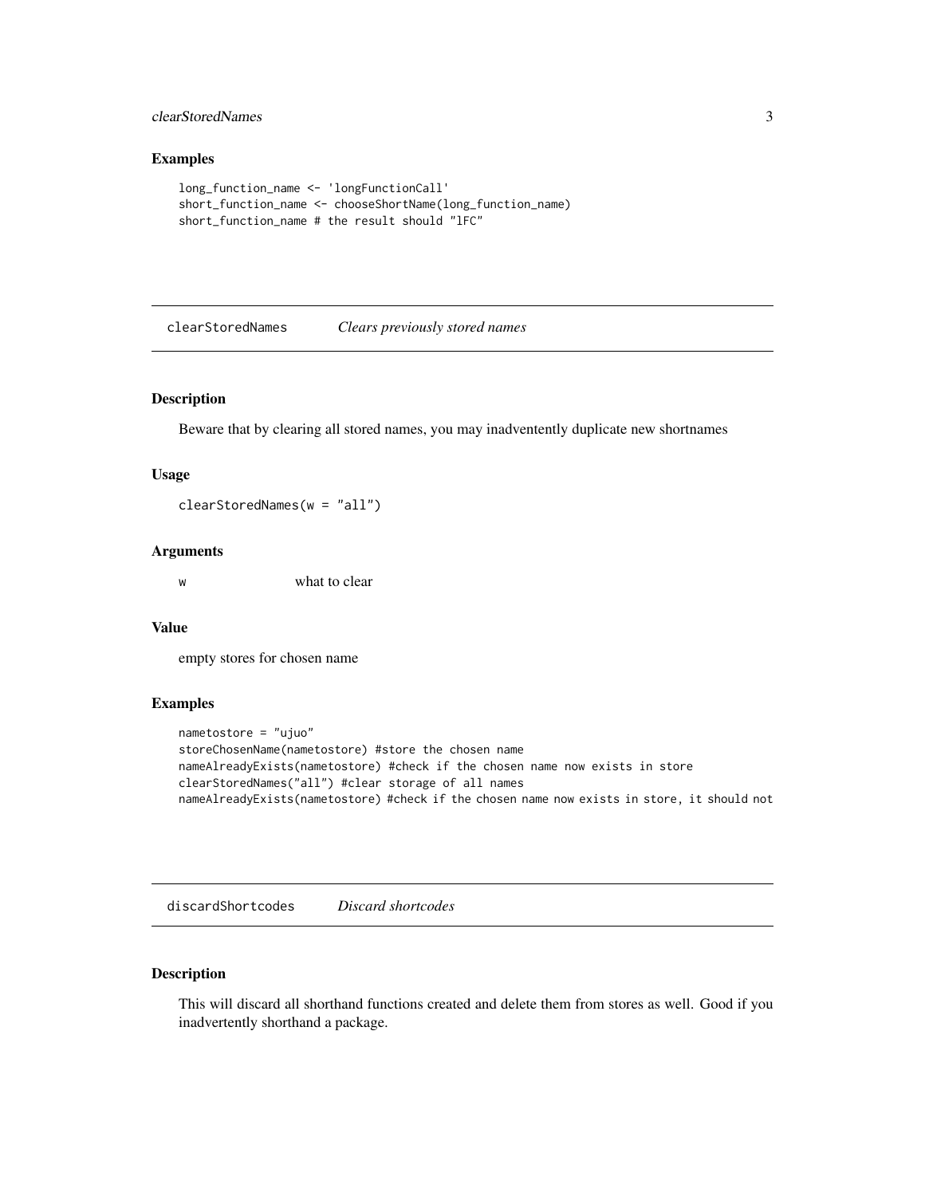## Examples

```
long_function_name <- 'longFunctionCall'
short_function_name <- chooseShortName(long_function_name)
short_function_name # the result should "lFC"
```

---

## clearStoredNames    *Clears previously stored names*

---

### Description

Beware that by clearing all stored names, you may inadventently duplicate new shortnames

### Usage

```
clearStoredNames(w = "all")
```

### Arguments

| | |
|---|---|
| `w` | what to clear |

### Value

empty stores for chosen name

### Examples

```
nametostore = "ujuo"
storeChosenName(nametostore) #store the chosen name
nameAlreadyExists(nametostore) #check if the chosen name now exists in store
clearStoredNames("all") #clear storage of all names
nameAlreadyExists(nametostore) #check if the chosen name now exists in store, it should not
```

---

## discardShortcodes    *Discard shortcodes*

---

### Description

This will discard all shorthand functions created and delete them from stores as well. Good if you inadvertently shorthand a package.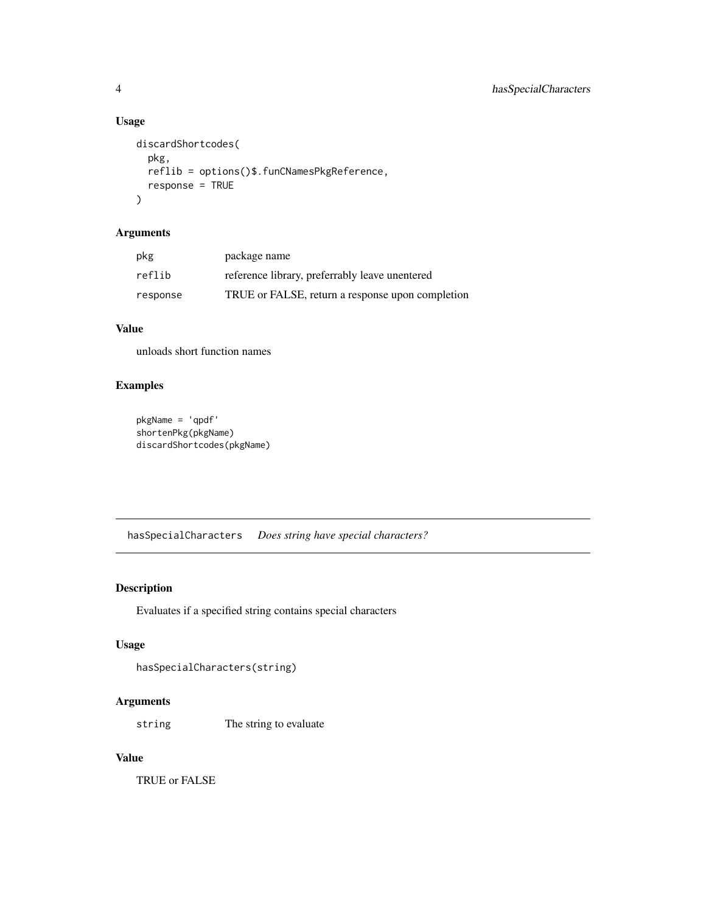### Usage

```
discardShortcodes(
  pkg,
  reflib = options()$.funCNamesPkgReference,
  response = TRUE
)
```

### Arguments

| | |
|---|---|
| `pkg` | package name |
| `reflib` | reference library, preferrably leave unentered |
| `response` | TRUE or FALSE, return a response upon completion |

### Value

unloads short function names

### Examples

```
pkgName = 'qpdf'
shortenPkg(pkgName)
discardShortcodes(pkgName)
```

---

## hasSpecialCharacters *Does string have special characters?*

---

### Description

Evaluates if a specified string contains special characters

### Usage

```
hasSpecialCharacters(string)
```

### Arguments

| | |
|---|---|
| `string` | The string to evaluate |

### Value

TRUE or FALSE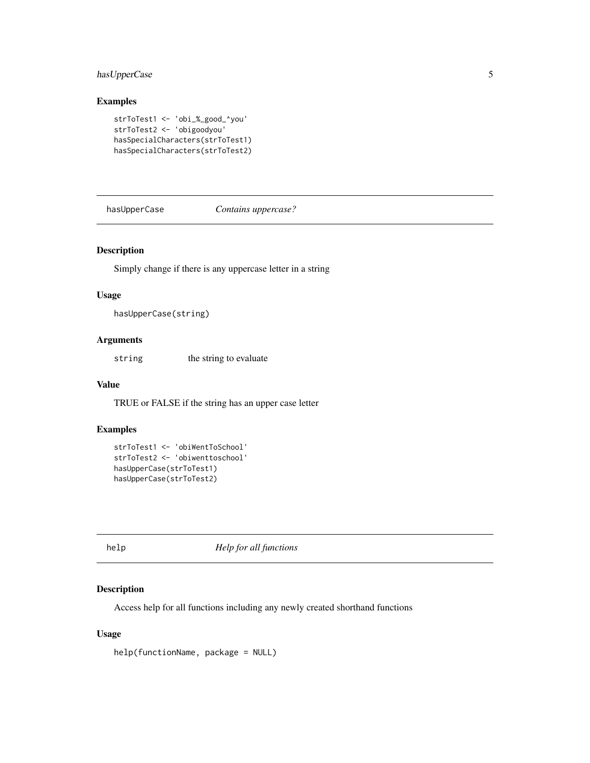### Examples

```
strToTest1 <- 'obi_%_good_^you'
strToTest2 <- 'obigoodyou'
hasSpecialCharacters(strToTest1)
hasSpecialCharacters(strToTest2)
```

---

## hasUpperCase *Contains uppercase?*

---

### Description

Simply change if there is any uppercase letter in a string

### Usage

```
hasUpperCase(string)
```

### Arguments

| | |
|---|---|
| string | the string to evaluate |

### Value

TRUE or FALSE if the string has an upper case letter

### Examples

```
strToTest1 <- 'obiWentToSchool'
strToTest2 <- 'obiwenttoschool'
hasUpperCase(strToTest1)
hasUpperCase(strToTest2)
```

---

## help *Help for all functions*

---

### Description

Access help for all functions including any newly created shorthand functions

### Usage

```
help(functionName, package = NULL)
```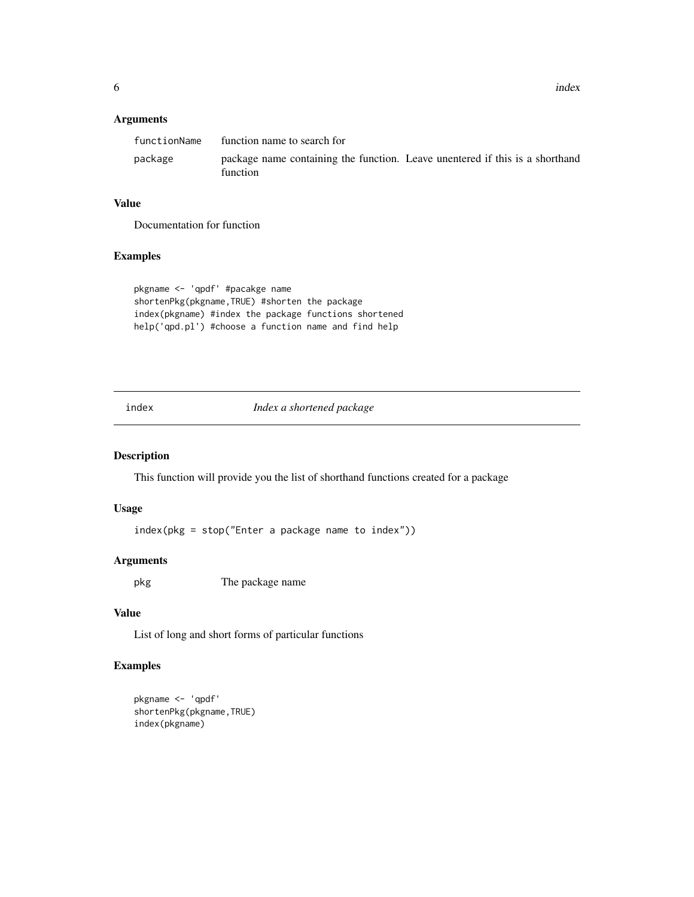### Arguments

| | |
|---|---|
| functionName | function name to search for |
| package | package name containing the function. Leave unentered if this is a shorthand function |

### Value

Documentation for function

### Examples

```
pkgname <- 'qpdf' #pacakge name
shortenPkg(pkgname,TRUE) #shorten the package
index(pkgname) #index the package functions shortened
help('qpd.pl') #choose a function name and find help
```

---

## index *Index a shortened package*

---

### Description

This function will provide you the list of shorthand functions created for a package

### Usage

```
index(pkg = stop("Enter a package name to index"))
```

### Arguments

| | |
|---|---|
| pkg | The package name |

### Value

List of long and short forms of particular functions

### Examples

```
pkgname <- 'qpdf'
shortenPkg(pkgname,TRUE)
index(pkgname)
```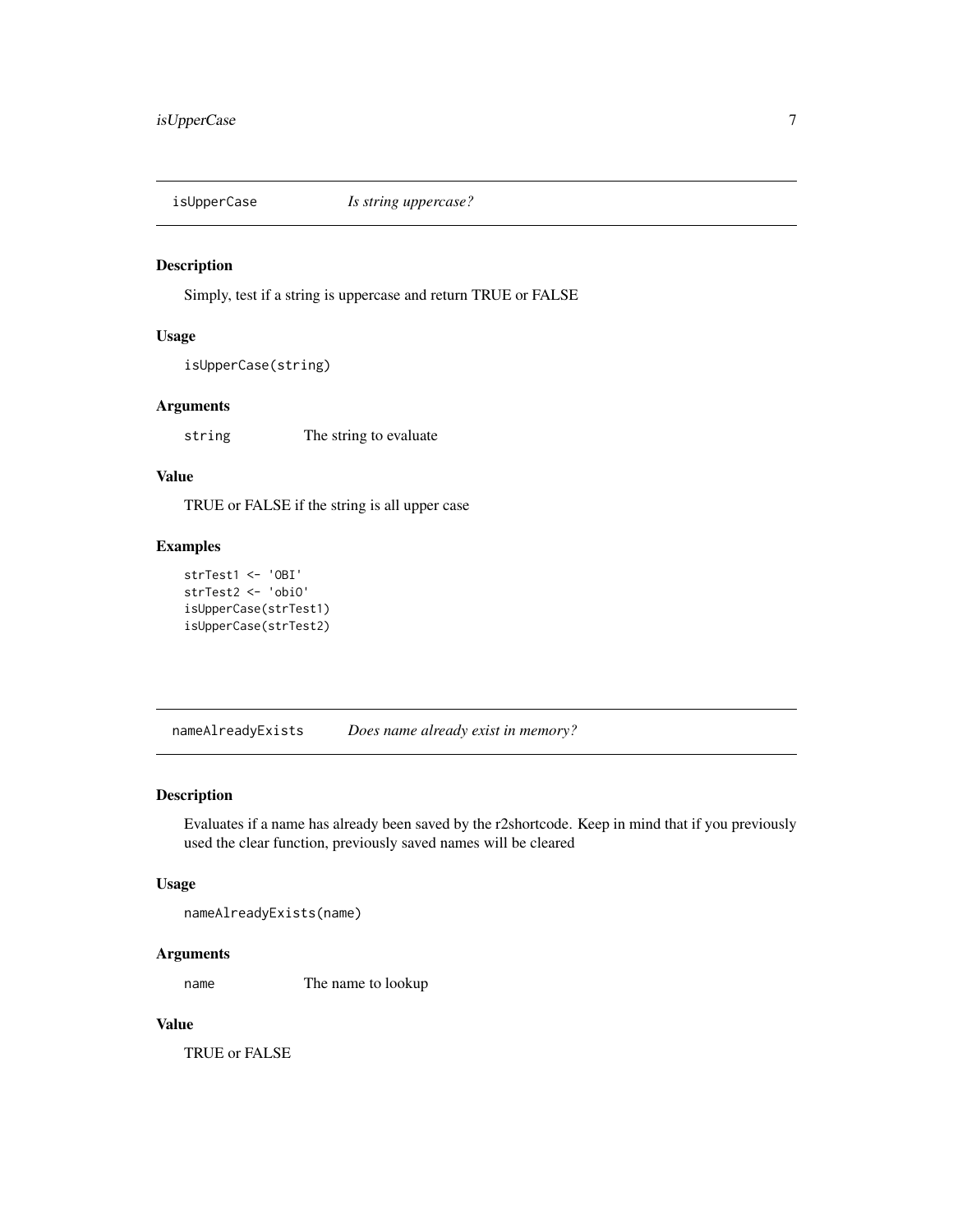## isUpperCase — *Is string uppercase?*

### Description

Simply, test if a string is uppercase and return TRUE or FALSE

### Usage

```
isUpperCase(string)
```

### Arguments

| | |
|---|---|
| `string` | The string to evaluate |

### Value

TRUE or FALSE if the string is all upper case

### Examples

```
strTest1 <- 'OBI'
strTest2 <- 'obiO'
isUpperCase(strTest1)
isUpperCase(strTest2)
```

## nameAlreadyExists — *Does name already exist in memory?*

### Description

Evaluates if a name has already been saved by the r2shortcode. Keep in mind that if you previously used the clear function, previously saved names will be cleared

### Usage

```
nameAlreadyExists(name)
```

### Arguments

| | |
|---|---|
| `name` | The name to lookup |

### Value

TRUE or FALSE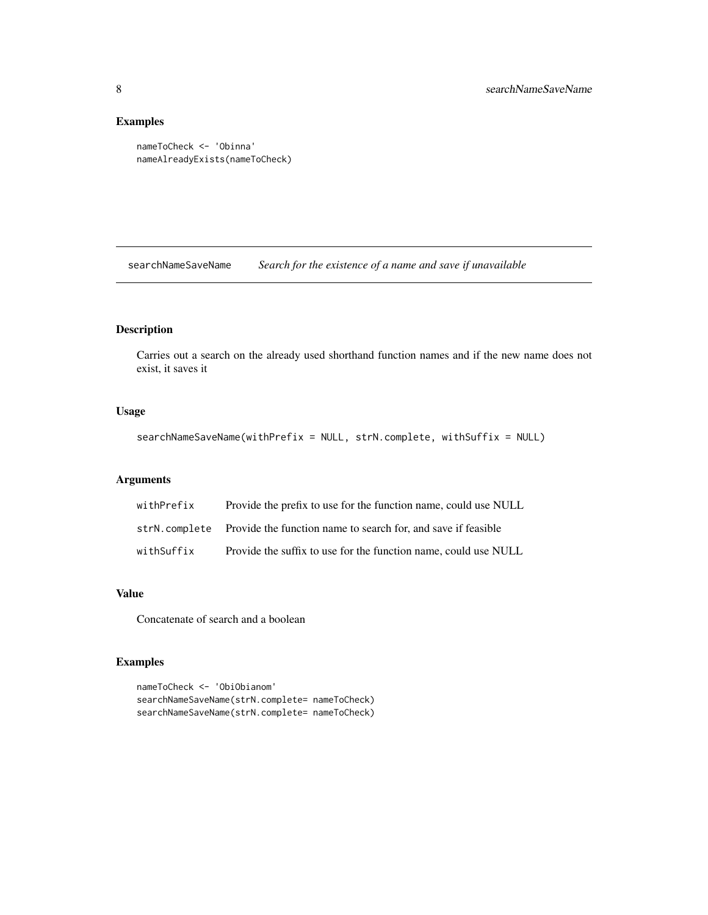### Examples

```
nameToCheck <- 'Obinna'
nameAlreadyExists(nameToCheck)
```

---

## searchNameSaveName — *Search for the existence of a name and save if unavailable*

---

### Description

Carries out a search on the already used shorthand function names and if the new name does not exist, it saves it

### Usage

```
searchNameSaveName(withPrefix = NULL, strN.complete, withSuffix = NULL)
```

### Arguments

| | |
|---|---|
| withPrefix | Provide the prefix to use for the function name, could use NULL |
| strN.complete | Provide the function name to search for, and save if feasible |
| withSuffix | Provide the suffix to use for the function name, could use NULL |

### Value

Concatenate of search and a boolean

### Examples

```
nameToCheck <- 'ObiObianom'
searchNameSaveName(strN.complete= nameToCheck)
searchNameSaveName(strN.complete= nameToCheck)
```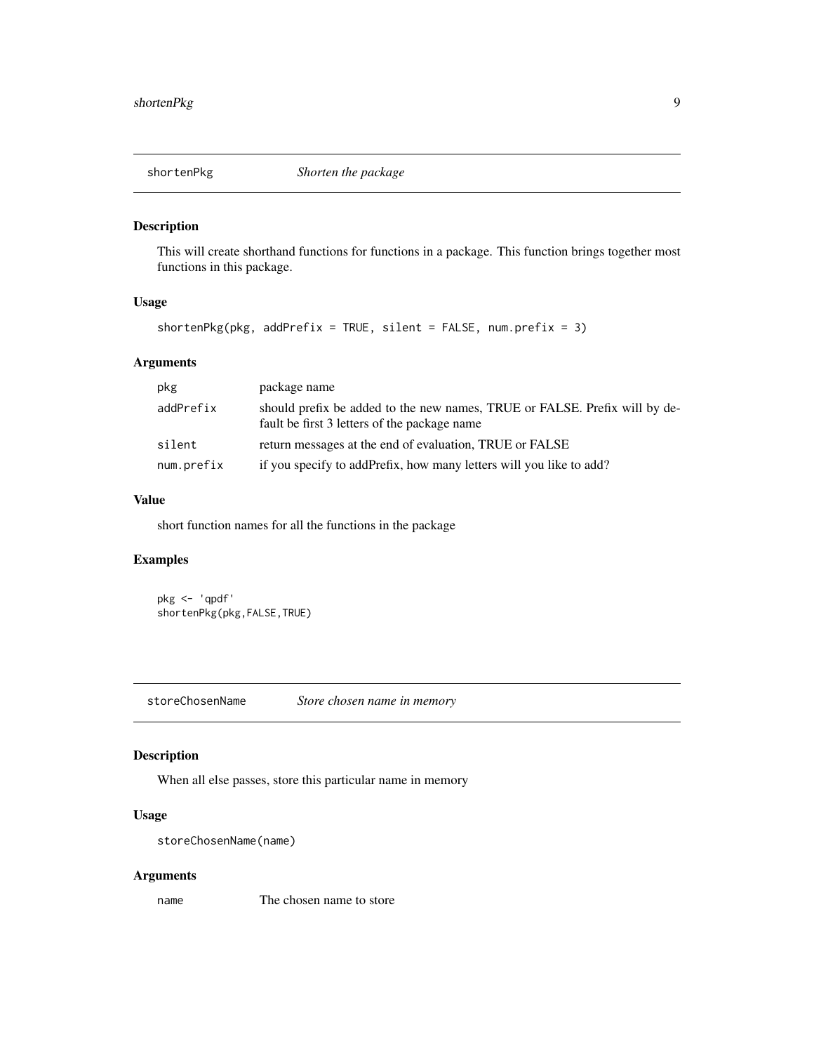## shortenPkg *Shorten the package*

### Description

This will create shorthand functions for functions in a package. This function brings together most functions in this package.

### Usage

```
shortenPkg(pkg, addPrefix = TRUE, silent = FALSE, num.prefix = 3)
```

### Arguments

| | |
|---|---|
| pkg | package name |
| addPrefix | should prefix be added to the new names, TRUE or FALSE. Prefix will by default be first 3 letters of the package name |
| silent | return messages at the end of evaluation, TRUE or FALSE |
| num.prefix | if you specify to addPrefix, how many letters will you like to add? |

### Value

short function names for all the functions in the package

### Examples

```
pkg <- 'qpdf'
shortenPkg(pkg,FALSE,TRUE)
```

## storeChosenName *Store chosen name in memory*

### Description

When all else passes, store this particular name in memory

### Usage

```
storeChosenName(name)
```

### Arguments

| | |
|---|---|
| name | The chosen name to store |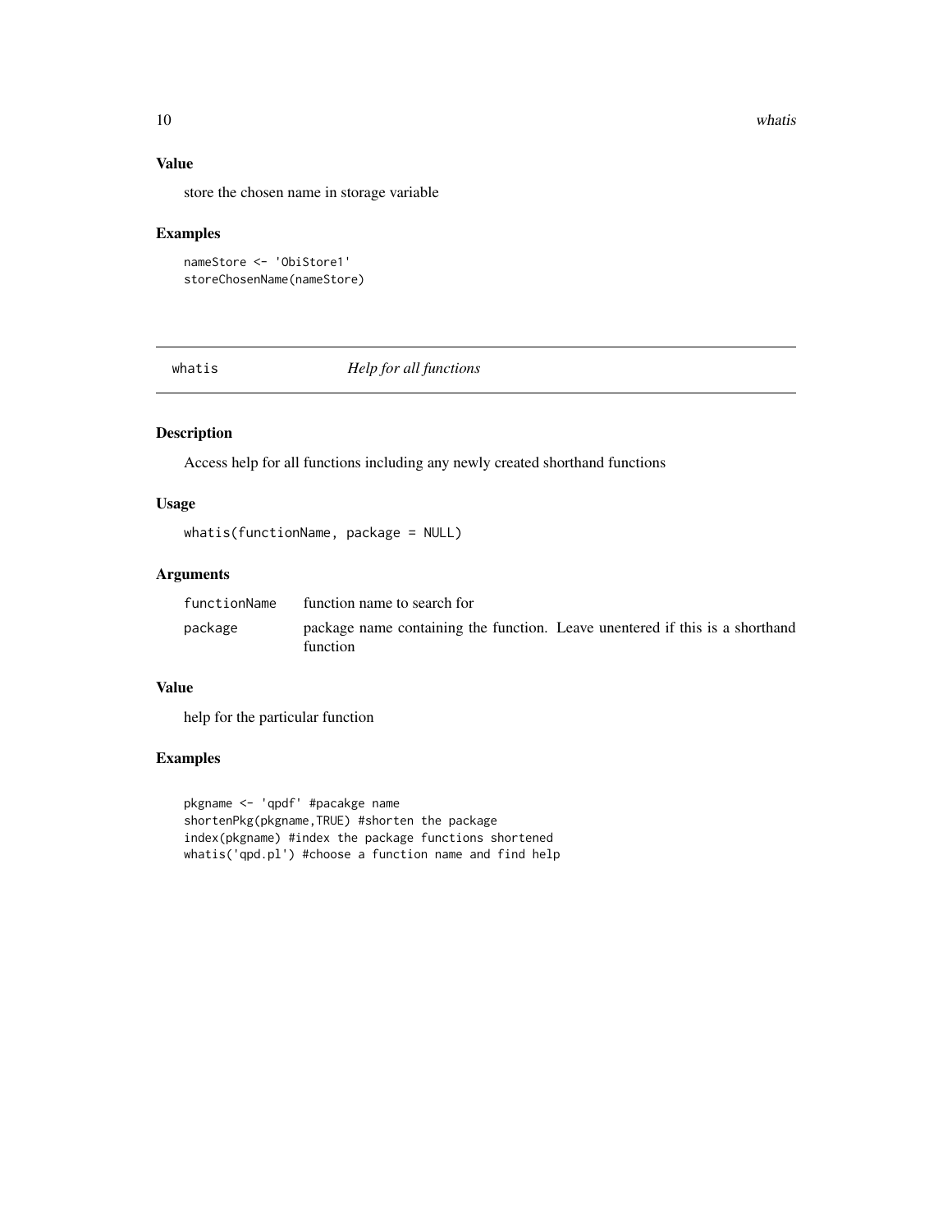## Value

store the chosen name in storage variable

## Examples

```
nameStore <- 'ObiStore1'
storeChosenName(nameStore)
```

---

# whatis — *Help for all functions*

---

## Description

Access help for all functions including any newly created shorthand functions

## Usage

```
whatis(functionName, package = NULL)
```

## Arguments

| | |
|---|---|
| functionName | function name to search for |
| package | package name containing the function. Leave unentered if this is a shorthand function |

## Value

help for the particular function

## Examples

```
pkgname <- 'qpdf' #pacakge name
shortenPkg(pkgname,TRUE) #shorten the package
index(pkgname) #index the package functions shortened
whatis('qpd.pl') #choose a function name and find help
```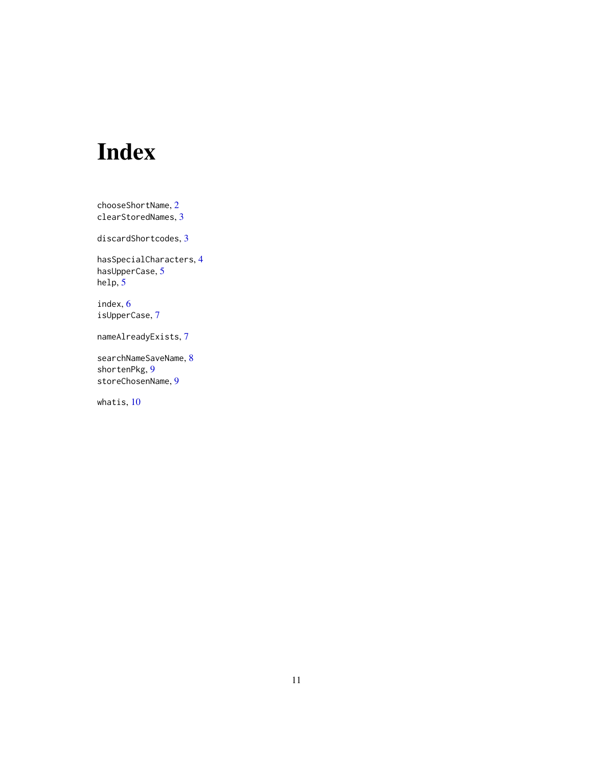# Index

chooseShortName, 2
clearStoredNames, 3

discardShortcodes, 3

hasSpecialCharacters, 4
hasUpperCase, 5
help, 5

index, 6
isUpperCase, 7

nameAlreadyExists, 7

searchNameSaveName, 8
shortenPkg, 9
storeChosenName, 9

whatis, 10